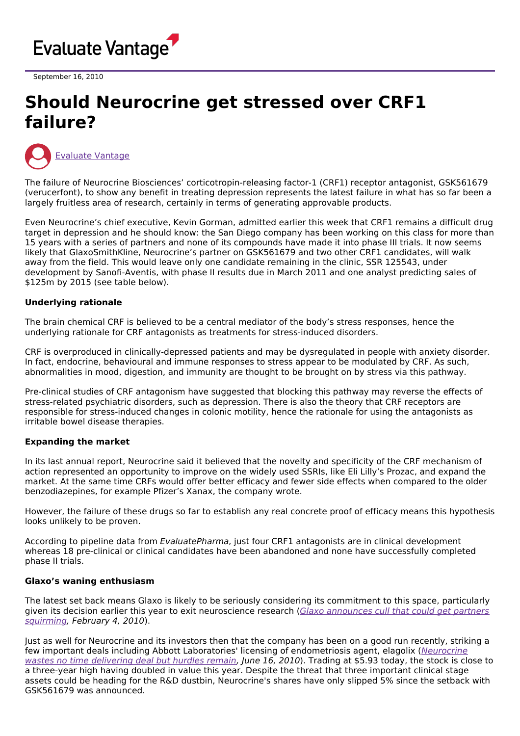Evaluate Vantage

September 16, 2010

# Should Neurocrine get stressed over CRF1 failure?

[Evaluate Vantage]

The failure of Neurocrine Biosciences' corticotropin-releasing factor-1 (CRF1) receptor antagonist, GSK561679 (verucerfont), to show any benefit in treating depression represents the latest failure in what has so far been a largely fruitless area of research, certainly in terms of generating approvable products.

Even Neurocrine's chief executive, Kevin Gorman, admitted earlier this week that CRF1 remains a difficult drug target in depression and he should know: the San Diego company has been working on this class for more than 15 years with a series of partners and none of its compounds have made it into phase III trials. It now seems likely that GlaxoSmithKline, Neurocrine's partner on GSK561679 and two other CRF1 candidates, will walk away from the field. This would leave only one candidate remaining in the clinic, SSR 125543, under development by Sanofi-Aventis, with phase II results due in March 2011 and one analyst predicting sales of $125m by 2015 (see table below).

**Underlying rationale**

The brain chemical CRF is believed to be a central mediator of the body's stress responses, hence the underlying rationale for CRF antagonists as treatments for stress-induced disorders.

CRF is overproduced in clinically-depressed patients and may be dysregulated in people with anxiety disorder. In fact, endocrine, behavioural and immune responses to stress appear to be modulated by CRF. As such, abnormalities in mood, digestion, and immunity are thought to be brought on by stress via this pathway.

Pre-clinical studies of CRF antagonism have suggested that blocking this pathway may reverse the effects of stress-related psychiatric disorders, such as depression. There is also the theory that CRF receptors are responsible for stress-induced changes in colonic motility, hence the rationale for using the antagonists as irritable bowel disease therapies.

**Expanding the market**

In its last annual report, Neurocrine said it believed that the novelty and specificity of the CRF mechanism of action represented an opportunity to improve on the widely used SSRIs, like Eli Lilly's Prozac, and expand the market. At the same time CRFs would offer better efficacy and fewer side effects when compared to the older benzodiazepines, for example Pfizer's Xanax, the company wrote.

However, the failure of these drugs so far to establish any real concrete proof of efficacy means this hypothesis looks unlikely to be proven.

According to pipeline data from *EvaluatePharma*, just four CRF1 antagonists are in clinical development whereas 18 pre-clinical or clinical candidates have been abandoned and none have successfully completed phase II trials.

**Glaxo's waning enthusiasm**

The latest set back means Glaxo is likely to be seriously considering its commitment to this space, particularly given its decision earlier this year to exit neuroscience research (*Glaxo announces cull that could get partners squirming, February 4, 2010*).

Just as well for Neurocrine and its investors then that the company has been on a good run recently, striking a few important deals including Abbott Laboratories' licensing of endometriosis agent, elagolix (*Neurocrine wastes no time delivering deal but hurdles remain, June 16, 2010*). Trading at $5.93 today, the stock is close to a three-year high having doubled in value this year. Despite the threat that three important clinical stage assets could be heading for the R&D dustbin, Neurocrine's shares have only slipped 5% since the setback with GSK561679 was announced.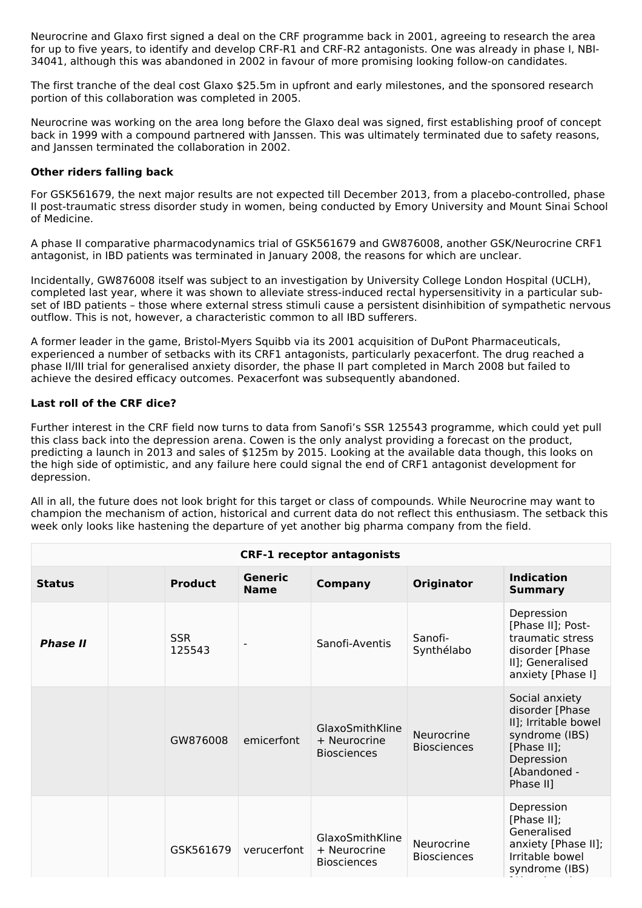Neurocrine and Glaxo first signed a deal on the CRF programme back in 2001, agreeing to research the area for up to five years, to identify and develop CRF-R1 and CRF-R2 antagonists. One was already in phase I, NBI-34041, although this was abandoned in 2002 in favour of more promising looking follow-on candidates.

The first tranche of the deal cost Glaxo $25.5m in upfront and early milestones, and the sponsored research portion of this collaboration was completed in 2005.

Neurocrine was working on the area long before the Glaxo deal was signed, first establishing proof of concept back in 1999 with a compound partnered with Janssen. This was ultimately terminated due to safety reasons, and Janssen terminated the collaboration in 2002.

**Other riders falling back**

For GSK561679, the next major results are not expected till December 2013, from a placebo-controlled, phase II post-traumatic stress disorder study in women, being conducted by Emory University and Mount Sinai School of Medicine.

A phase II comparative pharmacodynamics trial of GSK561679 and GW876008, another GSK/Neurocrine CRF1 antagonist, in IBD patients was terminated in January 2008, the reasons for which are unclear.

Incidentally, GW876008 itself was subject to an investigation by University College London Hospital (UCLH), completed last year, where it was shown to alleviate stress-induced rectal hypersensitivity in a particular sub-set of IBD patients – those where external stress stimuli cause a persistent disinhibition of sympathetic nervous outflow. This is not, however, a characteristic common to all IBD sufferers.

A former leader in the game, Bristol-Myers Squibb via its 2001 acquisition of DuPont Pharmaceuticals, experienced a number of setbacks with its CRF1 antagonists, particularly pexacerfont. The drug reached a phase II/III trial for generalised anxiety disorder, the phase II part completed in March 2008 but failed to achieve the desired efficacy outcomes. Pexacerfont was subsequently abandoned.

**Last roll of the CRF dice?**

Further interest in the CRF field now turns to data from Sanofi's SSR 125543 programme, which could yet pull this class back into the depression arena. Cowen is the only analyst providing a forecast on the product, predicting a launch in 2013 and sales of $125m by 2015. Looking at the available data though, this looks on the high side of optimistic, and any failure here could signal the end of CRF1 antagonist development for depression.

All in all, the future does not look bright for this target or class of compounds. While Neurocrine may want to champion the mechanism of action, historical and current data do not reflect this enthusiasm. The setback this week only looks like hastening the departure of yet another big pharma company from the field.

| CRF-1 receptor antagonists | | | | | | |
|---|---|---|---|---|---|---|
| **Status** | | **Product** | **Generic Name** | **Company** | **Originator** | **Indication Summary** |
| ***Phase II*** | | SSR 125543 | - | Sanofi-Aventis | Sanofi-Synthélabo | Depression [Phase II]; Post-traumatic stress disorder [Phase II]; Generalised anxiety [Phase I] |
| | | GW876008 | emicerfont | GlaxoSmithKline + Neurocrine Biosciences | Neurocrine Biosciences | Social anxiety disorder [Phase II]; Irritable bowel syndrome (IBS) [Phase II]; Depression [Abandoned - Phase II] |
| | | GSK561679 | verucerfont | GlaxoSmithKline + Neurocrine Biosciences | Neurocrine Biosciences | Depression [Phase II]; Generalised anxiety [Phase II]; Irritable bowel syndrome (IBS) |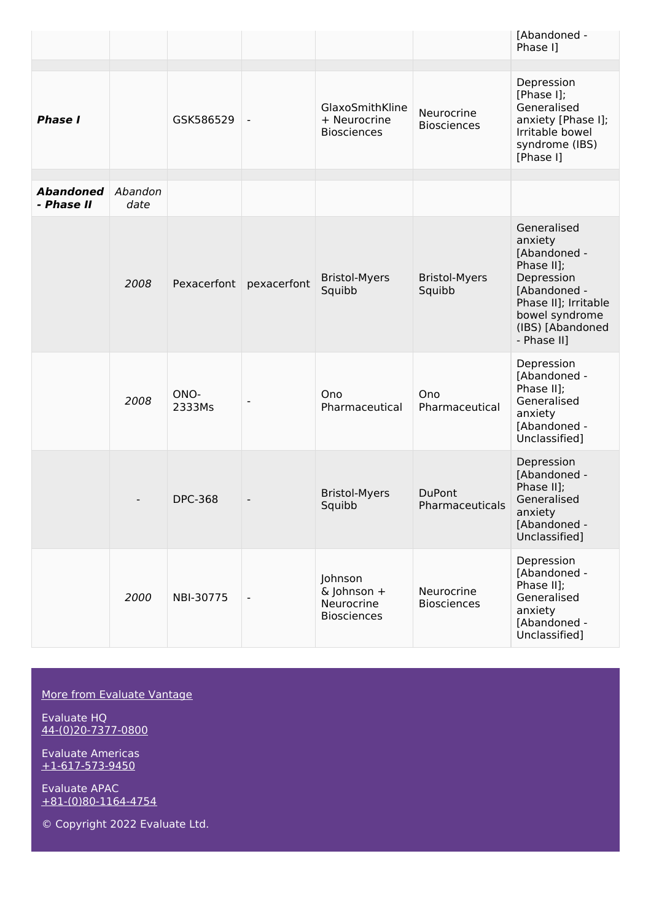| | | | | | | |
|---|---|---|---|---|---|---|
| | | | | | | [Abandoned - Phase I] |
| ***Phase I*** | | GSK586529 | - | GlaxoSmithKline + Neurocrine Biosciences | Neurocrine Biosciences | Depression [Phase I]; Generalised anxiety [Phase I]; Irritable bowel syndrome (IBS) [Phase I] |
| ***Abandoned - Phase II*** | *Abandon date* | | | | | |
| | *2008* | Pexacerfont | pexacerfont | Bristol-Myers Squibb | Bristol-Myers Squibb | Generalised anxiety [Abandoned - Phase II]; Depression [Abandoned - Phase II]; Irritable bowel syndrome (IBS) [Abandoned - Phase II] |
| | *2008* | ONO-2333Ms | - | Ono Pharmaceutical | Ono Pharmaceutical | Depression [Abandoned - Phase II]; Generalised anxiety [Abandoned - Unclassified] |
| | - | DPC-368 | - | Bristol-Myers Squibb | DuPont Pharmaceuticals | Depression [Abandoned - Phase II]; Generalised anxiety [Abandoned - Unclassified] |
| | *2000* | NBI-30775 | - | Johnson & Johnson + Neurocrine Biosciences | Neurocrine Biosciences | Depression [Abandoned - Phase II]; Generalised anxiety [Abandoned - Unclassified] |

More from Evaluate Vantage

Evaluate HQ
44-(0)20-7377-0800

Evaluate Americas
+1-617-573-9450

Evaluate APAC
+81-(0)80-1164-4754

© Copyright 2022 Evaluate Ltd.